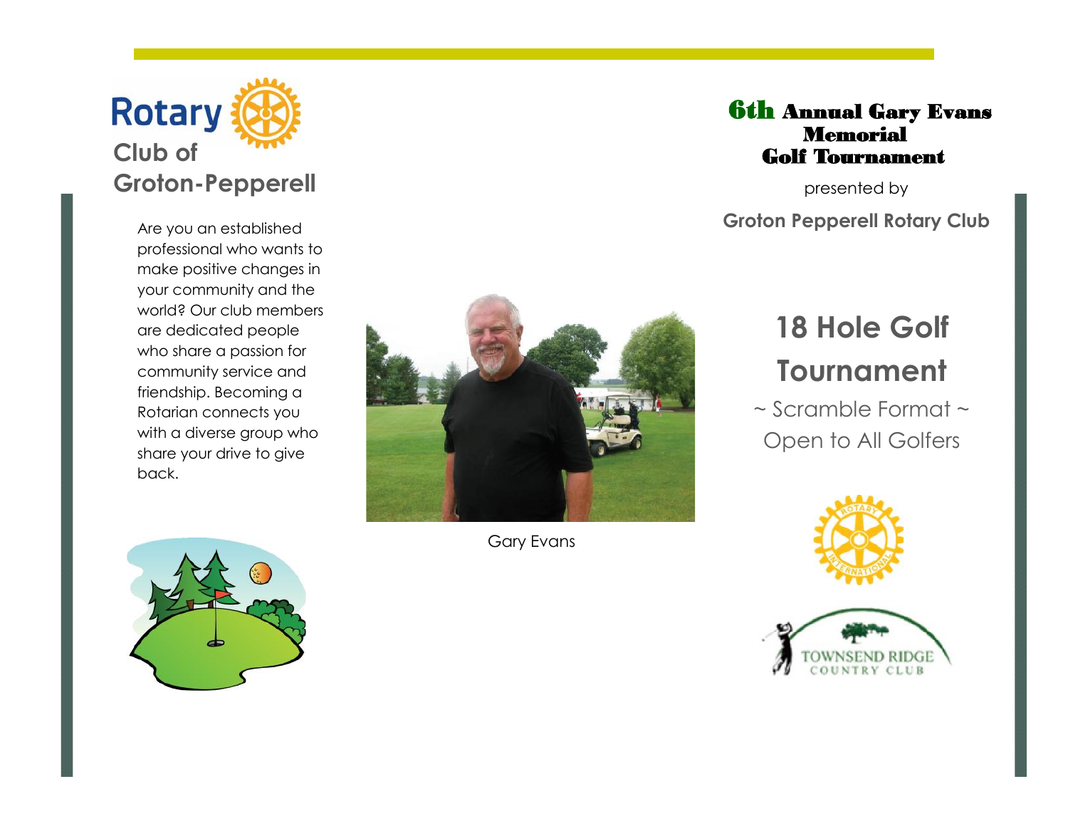# Rotary Club of Groton-Pepperell

Are you an established professional who wants to make positive changes in your community and the world? Our club members are dedicated people who share a passion for community service and friendship. Becoming a Rotarian connects you with a diverse group who share your drive to give back.

Gary Evans

# 6th Annual Gary Evans Memorial Golf Tournament

presented by

**Groton Pepperell Rotary Club**

## 18 Hole Golf Tournament

~ Scramble Format ~

Open to All Golfers

TOWNSEND RIDGE COUNTRY CLUB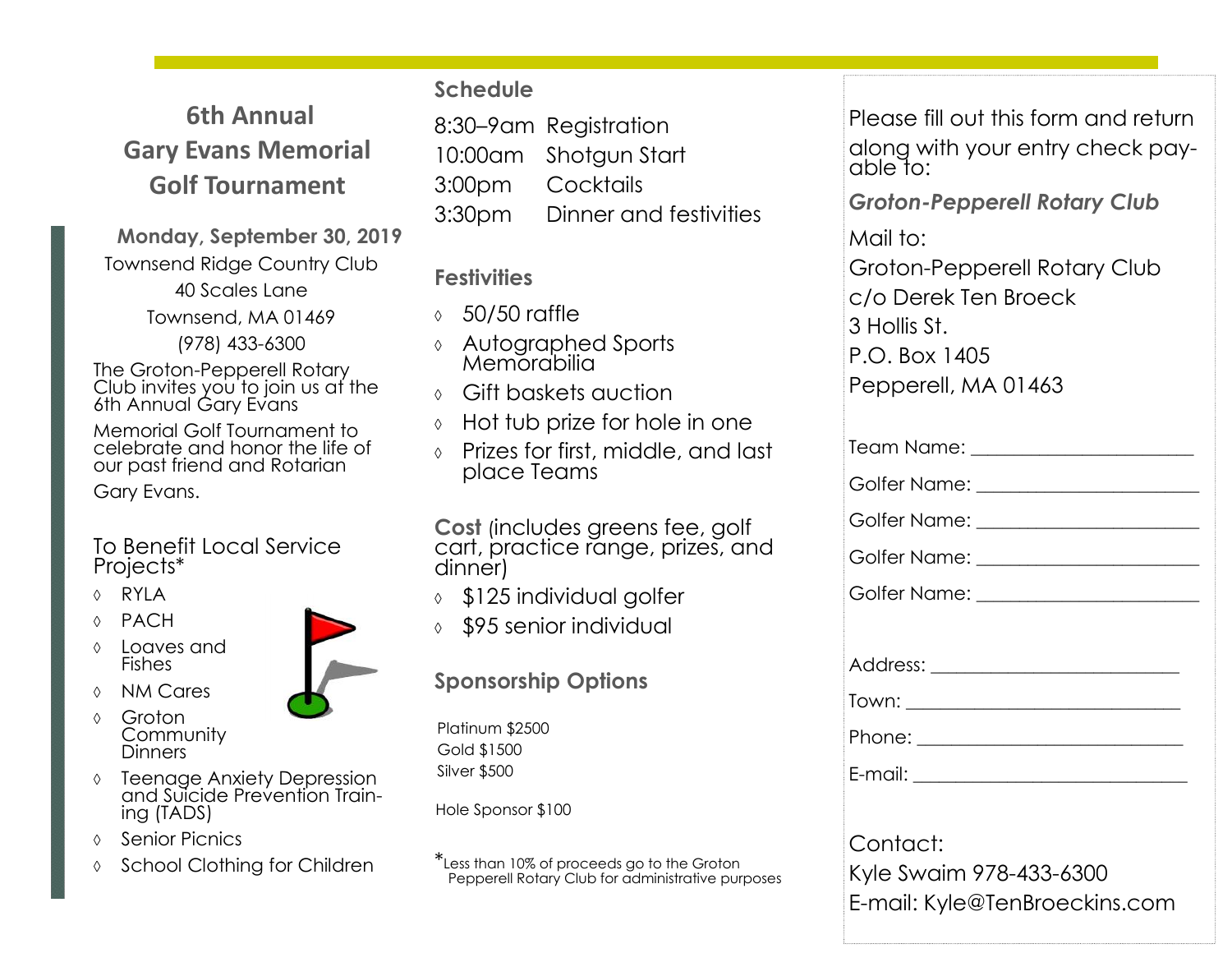## 6th Annual Gary Evans Memorial Golf Tournament

**Monday, September 30, 2019**

Townsend Ridge Country Club
40 Scales Lane
Townsend, MA 01469
(978) 433-6300

The Groton-Pepperell Rotary Club invites you to join us at the 6th Annual Gary Evans Memorial Golf Tournament to celebrate and honor the life of our past friend and Rotarian Gary Evans.

To Benefit Local Service Projects*

- RYLA
- PACH
- Loaves and Fishes
- NM Cares
- Groton Community Dinners
- Teenage Anxiety Depression and Suicide Prevention Training (TADS)
- Senior Picnics
- School Clothing for Children

### Schedule

| | |
|---|---|
| 8:30–9am | Registration |
| 10:00am | Shotgun Start |
| 3:00pm | Cocktails |
| 3:30pm | Dinner and festivities |

### Festivities

- 50/50 raffle
- Autographed Sports Memorabilia
- Gift baskets auction
- Hot tub prize for hole in one
- Prizes for first, middle, and last place Teams

**Cost** (includes greens fee, golf cart, practice range, prizes, and dinner)

- $125 individual golfer
- $95 senior individual

### Sponsorship Options

Platinum $2500
Gold $1500
Silver $500

Hole Sponsor $100

*Less than 10% of proceeds go to the Groton Pepperell Rotary Club for administrative purposes

Please fill out this form and return along with your entry check payable to:

***Groton-Pepperell Rotary Club***

Mail to:
Groton-Pepperell Rotary Club
c/o Derek Ten Broeck
3 Hollis St.
P.O. Box 1405
Pepperell, MA 01463

Team Name: ______________________

Golfer Name: ______________________

Golfer Name: ______________________

Golfer Name: ______________________

Golfer Name: ______________________

Address: ________________________

Town: ___________________________

Phone: __________________________

E-mail: ___________________________

Contact:
Kyle Swaim 978-433-6300
E-mail: Kyle@TenBroeckins.com